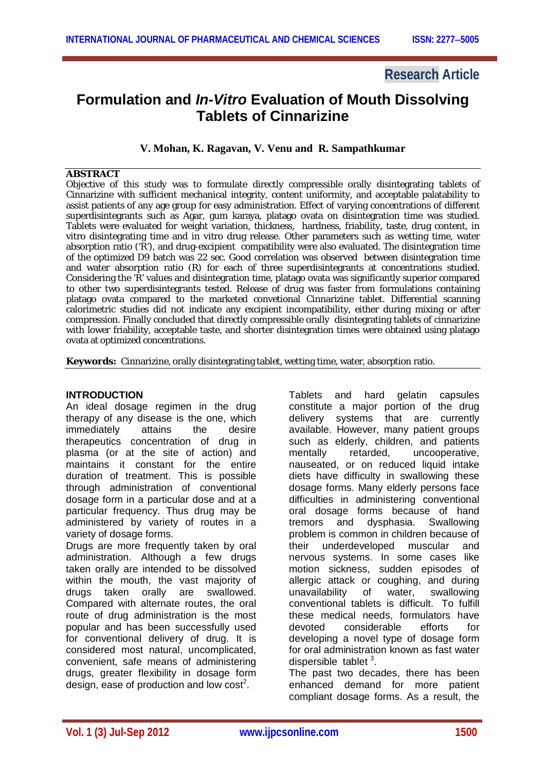Research Article

# Formulation and *In-Vitro* Evaluation of Mouth Dissolving Tablets of Cinnarizine

**V. Mohan, K. Ragavan, V. Venu and R. Sampathkumar**

## ABSTRACT

Objective of this study was to formulate directly compressible orally disintegrating tablets of Cinnarizine with sufficient mechanical integrity, content uniformity, and acceptable palatability to assist patients of any age group for easy administration. Effect of varying concentrations of different superdisintegrants such as Agar, gum karaya, platago ovata on disintegration time was studied. Tablets were evaluated for weight variation, thickness, hardness, friability, taste, drug content, in vitro disintegrating time and in vitro drug release. Other parameters such as wetting time, water absorption ratio ('R'), and drug-excipient compatibility were also evaluated. The disintegration time of the optimized D9 batch was 22 sec. Good correlation was observed between disintegration time and water absorption ratio (R) for each of three superdisintegrants at concentrations studied. Considering the 'R' values and disintegration time, platago ovata was significantly superior compared to other two superdisintegrants tested. Release of drug was faster from formulations containing platago ovata compared to the marketed convetional Cinnarizine tablet. Differential scanning calorimetric studies did not indicate any excipient incompatibility, either during mixing or after compression. Finally concluded that directly compressible orally disintegrating tablets of cinnarizine with lower friability, acceptable taste, and shorter disintegration times were obtained using platago ovata at optimized concentrations.

**Keywords:** Cinnarizine, orally disintegrating tablet, wetting time, water, absorption ratio.

## INTRODUCTION

An ideal dosage regimen in the drug therapy of any disease is the one, which immediately attains the desire therapeutics concentration of drug in plasma (or at the site of action) and maintains it constant for the entire duration of treatment. This is possible through administration of conventional dosage form in a particular dose and at a particular frequency. Thus drug may be administered by variety of routes in a variety of dosage forms.

Drugs are more frequently taken by oral administration. Although a few drugs taken orally are intended to be dissolved within the mouth, the vast majority of drugs taken orally are swallowed. Compared with alternate routes, the oral route of drug administration is the most popular and has been successfully used for conventional delivery of drug. It is considered most natural, uncomplicated, convenient, safe means of administering drugs, greater flexibility in dosage form design, ease of production and low cost[2].

Tablets and hard gelatin capsules constitute a major portion of the drug delivery systems that are currently available. However, many patient groups such as elderly, children, and patients mentally retarded, uncooperative, nauseated, or on reduced liquid intake diets have difficulty in swallowing these dosage forms. Many elderly persons face difficulties in administering conventional oral dosage forms because of hand tremors and dysphasia. Swallowing problem is common in children because of their underdeveloped muscular and nervous systems. In some cases like motion sickness, sudden episodes of allergic attack or coughing, and during unavailability of water, swallowing conventional tablets is difficult. To fulfill these medical needs, formulators have devoted considerable efforts for developing a novel type of dosage form for oral administration known as fast water dispersible tablet [3].

The past two decades, there has been enhanced demand for more patient compliant dosage forms. As a result, the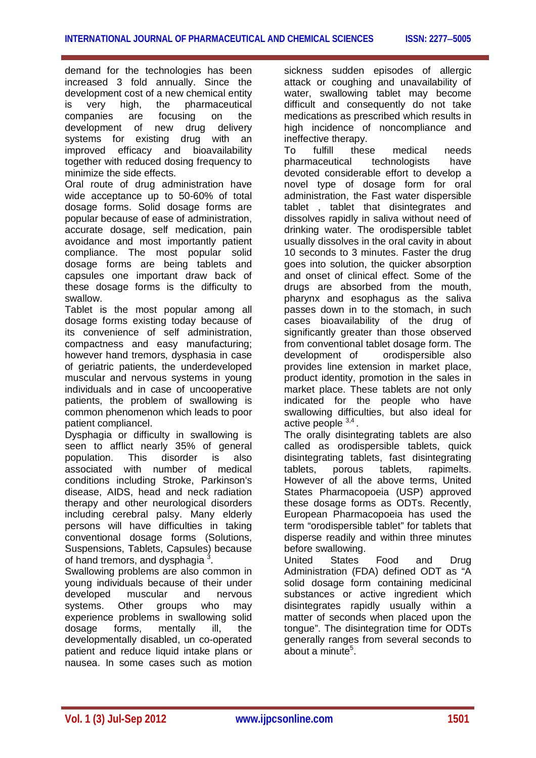demand for the technologies has been increased 3 fold annually. Since the development cost of a new chemical entity is very high, the pharmaceutical companies are focusing on the development of new drug delivery systems for existing drug with an improved efficacy and bioavailability together with reduced dosing frequency to minimize the side effects.

Oral route of drug administration have wide acceptance up to 50-60% of total dosage forms. Solid dosage forms are popular because of ease of administration, accurate dosage, self medication, pain avoidance and most importantly patient compliance. The most popular solid dosage forms are being tablets and capsules one important draw back of these dosage forms is the difficulty to swallow.

Tablet is the most popular among all dosage forms existing today because of its convenience of self administration, compactness and easy manufacturing; however hand tremors, dysphasia in case of geriatric patients, the underdeveloped muscular and nervous systems in young individuals and in case of uncooperative patients, the problem of swallowing is common phenomenon which leads to poor patient compliancel.

Dysphagia or difficulty in swallowing is seen to afflict nearly 35% of general population. This disorder is also associated with number of medical conditions including Stroke, Parkinson's disease, AIDS, head and neck radiation therapy and other neurological disorders including cerebral palsy. Many elderly persons will have difficulties in taking conventional dosage forms (Solutions, Suspensions, Tablets, Capsules) because of hand tremors, and dysphagia [3].

Swallowing problems are also common in young individuals because of their under developed muscular and nervous systems. Other groups who may experience problems in swallowing solid dosage forms, mentally ill, the developmentally disabled, un co-operated patient and reduce liquid intake plans or nausea. In some cases such as motion sickness sudden episodes of allergic attack or coughing and unavailability of water, swallowing tablet may become difficult and consequently do not take medications as prescribed which results in high incidence of noncompliance and ineffective therapy.

To fulfill these medical needs pharmaceutical technologists have devoted considerable effort to develop a novel type of dosage form for oral administration, the Fast water dispersible tablet , tablet that disintegrates and dissolves rapidly in saliva without need of drinking water. The orodispersible tablet usually dissolves in the oral cavity in about 10 seconds to 3 minutes. Faster the drug goes into solution, the quicker absorption and onset of clinical effect. Some of the drugs are absorbed from the mouth, pharynx and esophagus as the saliva passes down in to the stomach, in such cases bioavailability of the drug of significantly greater than those observed from conventional tablet dosage form. The development of orodispersible also provides line extension in market place, product identity, promotion in the sales in market place. These tablets are not only indicated for the people who have swallowing difficulties, but also ideal for active people [3,4].

The orally disintegrating tablets are also called as orodispersible tablets, quick disintegrating tablets, fast disintegrating tablets, porous tablets, rapimelts. However of all the above terms, United States Pharmacopoeia (USP) approved these dosage forms as ODTs. Recently, European Pharmacopoeia has used the term "orodispersible tablet" for tablets that disperse readily and within three minutes before swallowing.

United States Food and Drug Administration (FDA) defined ODT as "A solid dosage form containing medicinal substances or active ingredient which disintegrates rapidly usually within a matter of seconds when placed upon the tongue". The disintegration time for ODTs generally ranges from several seconds to about a minute[5].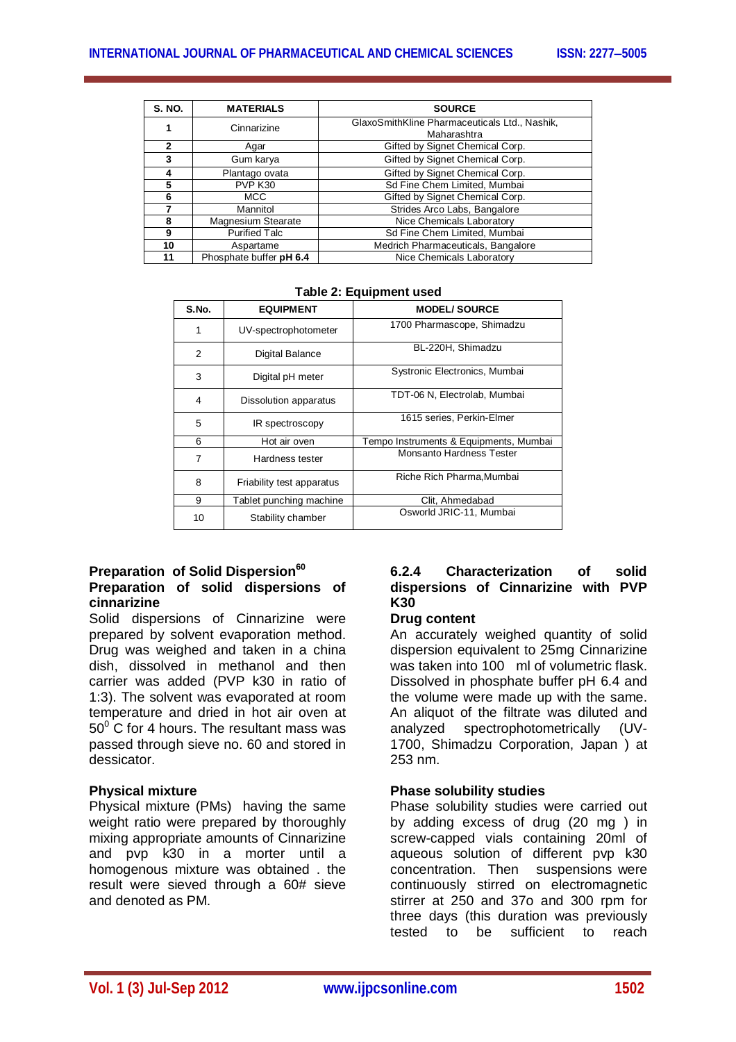| S. NO. | MATERIALS | SOURCE |
|---|---|---|
| 1 | Cinnarizine | GlaxoSmithKline Pharmaceuticals Ltd., Nashik, Maharashtra |
| 2 | Agar | Gifted by Signet Chemical Corp. |
| 3 | Gum karya | Gifted by Signet Chemical Corp. |
| 4 | Plantago ovata | Gifted by Signet Chemical Corp. |
| 5 | PVP K30 | Sd Fine Chem Limited, Mumbai |
| 6 | MCC | Gifted by Signet Chemical Corp. |
| 7 | Mannitol | Strides Arco Labs, Bangalore |
| 8 | Magnesium Stearate | Nice Chemicals Laboratory |
| 9 | Purified Talc | Sd Fine Chem Limited, Mumbai |
| 10 | Aspartame | Medrich Pharmaceuticals, Bangalore |
| 11 | Phosphate buffer **pH 6.4** | Nice Chemicals Laboratory |

**Table 2: Equipment used**

| S.No. | EQUIPMENT | MODEL/ SOURCE |
|---|---|---|
| 1 | UV-spectrophotometer | 1700 Pharmascope, Shimadzu |
| 2 | Digital Balance | BL-220H, Shimadzu |
| 3 | Digital pH meter | Systronic Electronics, Mumbai |
| 4 | Dissolution apparatus | TDT-06 N, Electrolab, Mumbai |
| 5 | IR spectroscopy | 1615 series, Perkin-Elmer |
| 6 | Hot air oven | Tempo Instruments & Equipments, Mumbai |
| 7 | Hardness tester | Monsanto Hardness Tester |
| 8 | Friability test apparatus | Riche Rich Pharma,Mumbai |
| 9 | Tablet punching machine | Clit, Ahmedabad |
| 10 | Stability chamber | Osworld JRIC-11, Mumbai |

### Preparation of Solid Dispersion[60]

### Preparation of solid dispersions of cinnarizine

Solid dispersions of Cinnarizine were prepared by solvent evaporation method. Drug was weighed and taken in a china dish, dissolved in methanol and then carrier was added (PVP k30 in ratio of 1:3). The solvent was evaporated at room temperature and dried in hot air oven at $50^0$ C for 4 hours. The resultant mass was passed through sieve no. 60 and stored in dessicator.

### Physical mixture

Physical mixture (PMs) having the same weight ratio were prepared by thoroughly mixing appropriate amounts of Cinnarizine and pvp k30 in a morter until a homogenous mixture was obtained . the result were sieved through a 60# sieve and denoted as PM.

### 6.2.4 Characterization of solid dispersions of Cinnarizine with PVP K30

### Drug content

An accurately weighed quantity of solid dispersion equivalent to 25mg Cinnarizine was taken into 100 ml of volumetric flask. Dissolved in phosphate buffer pH 6.4 and the volume were made up with the same. An aliquot of the filtrate was diluted and analyzed spectrophotometrically (UV-1700, Shimadzu Corporation, Japan ) at 253 nm.

### Phase solubility studies

Phase solubility studies were carried out by adding excess of drug (20 mg ) in screw-capped vials containing 20ml of aqueous solution of different pvp k30 concentration. Then suspensions were continuously stirred on electromagnetic stirrer at 250 and 37o and 300 rpm for three days (this duration was previously tested to be sufficient to reach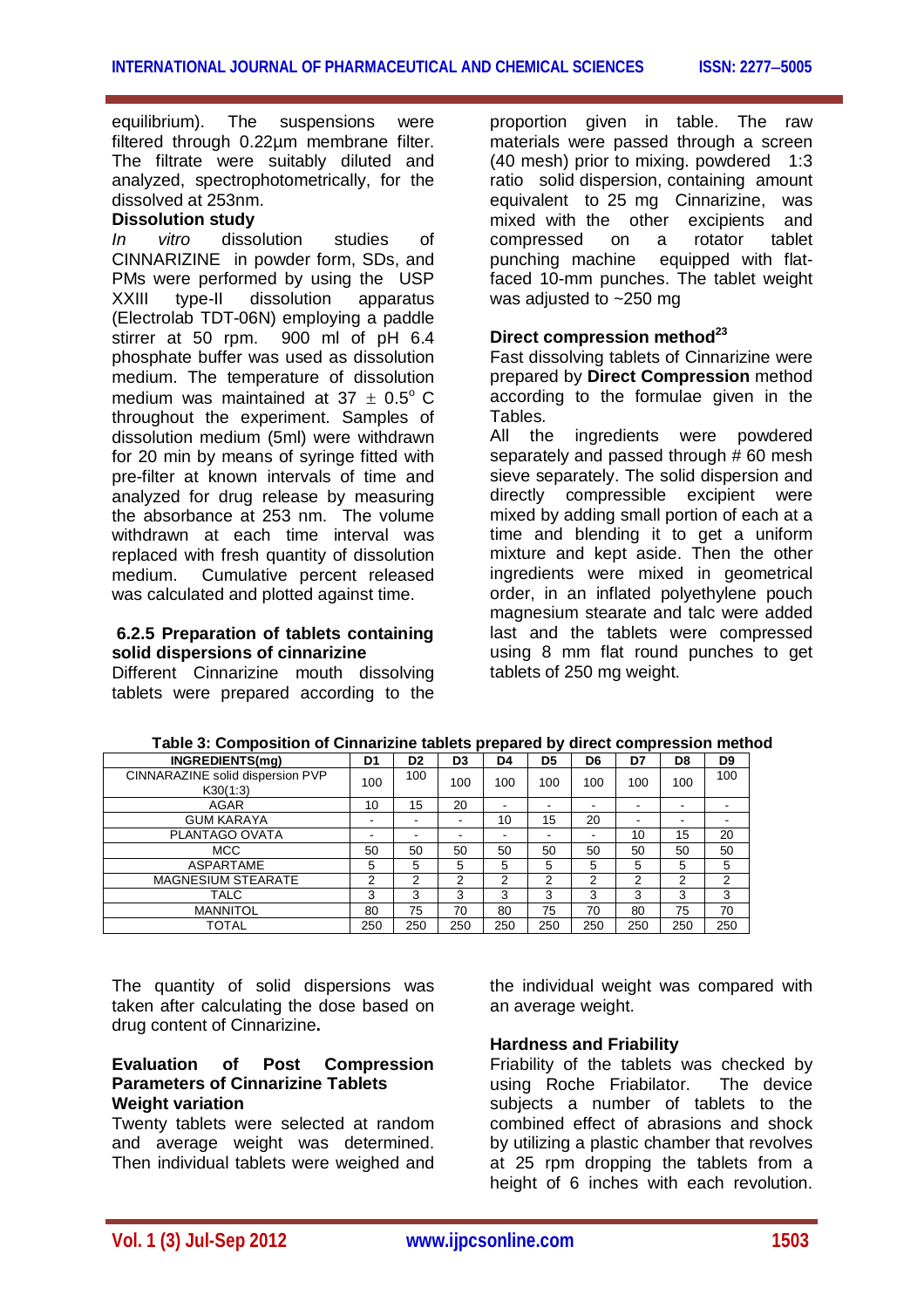equilibrium). The suspensions were filtered through 0.22µm membrane filter. The filtrate were suitably diluted and analyzed, spectrophotometrically, for the dissolved at 253nm.

**Dissolution study**

*In vitro* dissolution studies of CINNARIZINE in powder form, SDs, and PMs were performed by using the USP XXIII type-II dissolution apparatus (Electrolab TDT-06N) employing a paddle stirrer at 50 rpm. 900 ml of pH 6.4 phosphate buffer was used as dissolution medium. The temperature of dissolution medium was maintained at 37 ± 0.5° C throughout the experiment. Samples of dissolution medium (5ml) were withdrawn for 20 min by means of syringe fitted with pre-filter at known intervals of time and analyzed for drug release by measuring the absorbance at 253 nm. The volume withdrawn at each time interval was replaced with fresh quantity of dissolution medium. Cumulative percent released was calculated and plotted against time.

**6.2.5 Preparation of tablets containing solid dispersions of cinnarizine**

Different Cinnarizine mouth dissolving tablets were prepared according to the proportion given in table. The raw materials were passed through a screen (40 mesh) prior to mixing. powdered 1:3 ratio solid dispersion, containing amount equivalent to 25 mg Cinnarizine, was mixed with the other excipients and compressed on a rotator tablet punching machine equipped with flat-faced 10-mm punches. The tablet weight was adjusted to ~250 mg

**Direct compression method[23]**

Fast dissolving tablets of Cinnarizine were prepared by **Direct Compression** method according to the formulae given in the Tables.

All the ingredients were powdered separately and passed through # 60 mesh sieve separately. The solid dispersion and directly compressible excipient were mixed by adding small portion of each at a time and blending it to get a uniform mixture and kept aside. Then the other ingredients were mixed in geometrical order, in an inflated polyethylene pouch magnesium stearate and talc were added last and the tablets were compressed using 8 mm flat round punches to get tablets of 250 mg weight.

**Table 3: Composition of Cinnarizine tablets prepared by direct compression method**

| INGREDIENTS(mg) | D1 | D2 | D3 | D4 | D5 | D6 | D7 | D8 | D9 |
|---|---|---|---|---|---|---|---|---|---|
| CINNARAZINE solid dispersion PVP K30(1:3) | 100 | 100 | 100 | 100 | 100 | 100 | 100 | 100 | 100 |
| AGAR | 10 | 15 | 20 | - | - | - | - | - | - |
| GUM KARAYA | - | - | - | 10 | 15 | 20 | - | - | - |
| PLANTAGO OVATA | - | - | - | - | - | - | 10 | 15 | 20 |
| MCC | 50 | 50 | 50 | 50 | 50 | 50 | 50 | 50 | 50 |
| ASPARTAME | 5 | 5 | 5 | 5 | 5 | 5 | 5 | 5 | 5 |
| MAGNESIUM STEARATE | 2 | 2 | 2 | 2 | 2 | 2 | 2 | 2 | 2 |
| TALC | 3 | 3 | 3 | 3 | 3 | 3 | 3 | 3 | 3 |
| MANNITOL | 80 | 75 | 70 | 80 | 75 | 70 | 80 | 75 | 70 |
| TOTAL | 250 | 250 | 250 | 250 | 250 | 250 | 250 | 250 | 250 |

The quantity of solid dispersions was taken after calculating the dose based on drug content of Cinnarizine**.**

**Evaluation of Post Compression Parameters of Cinnarizine Tablets**

**Weight variation**

Twenty tablets were selected at random and average weight was determined. Then individual tablets were weighed and the individual weight was compared with an average weight.

**Hardness and Friability**

Friability of the tablets was checked by using Roche Friabilator. The device subjects a number of tablets to the combined effect of abrasions and shock by utilizing a plastic chamber that revolves at 25 rpm dropping the tablets from a height of 6 inches with each revolution.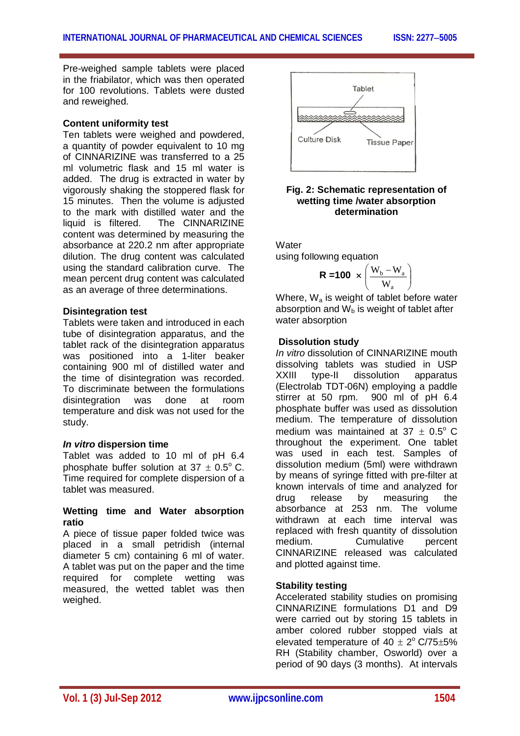Pre-weighed sample tablets were placed in the friabilator, which was then operated for 100 revolutions. Tablets were dusted and reweighed.

### Content uniformity test

Ten tablets were weighed and powdered, a quantity of powder equivalent to 10 mg of CINNARIZINE was transferred to a 25 ml volumetric flask and 15 ml water is added. The drug is extracted in water by vigorously shaking the stoppered flask for 15 minutes. Then the volume is adjusted to the mark with distilled water and the liquid is filtered. The CINNARIZINE content was determined by measuring the absorbance at 220.2 nm after appropriate dilution. The drug content was calculated using the standard calibration curve. The mean percent drug content was calculated as an average of three determinations.

### Disintegration test

Tablets were taken and introduced in each tube of disintegration apparatus, and the tablet rack of the disintegration apparatus was positioned into a 1-liter beaker containing 900 ml of distilled water and the time of disintegration was recorded. To discriminate between the formulations disintegration was done at room temperature and disk was not used for the study.

### *In vitro* dispersion time

Tablet was added to 10 ml of pH 6.4 phosphate buffer solution at 37 ± 0.5° C. Time required for complete dispersion of a tablet was measured.

### Wetting time and Water absorption ratio

A piece of tissue paper folded twice was placed in a small petridish (internal diameter 5 cm) containing 6 ml of water. A tablet was put on the paper and the time required for complete wetting was measured, the wetted tablet was then weighed.

Tablet

Culture Disk          Tissue Paper

**Fig. 2: Schematic representation of wetting time /water absorption determination**

Water

using following equation

$$R = 100 \times \left( \frac{W_b - W_a}{W_a} \right)$$

Where, $W_a$ is weight of tablet before water absorption and $W_b$ is weight of tablet after water absorption

### Dissolution study

*In vitro* dissolution of CINNARIZINE mouth dissolving tablets was studied in USP XXIII type-II dissolution apparatus (Electrolab TDT-06N) employing a paddle stirrer at 50 rpm. 900 ml of pH 6.4 phosphate buffer was used as dissolution medium. The temperature of dissolution medium was maintained at 37 ± 0.5° C throughout the experiment. One tablet was used in each test. Samples of dissolution medium (5ml) were withdrawn by means of syringe fitted with pre-filter at known intervals of time and analyzed for drug release by measuring the absorbance at 253 nm. The volume withdrawn at each time interval was replaced with fresh quantity of dissolution medium. Cumulative percent CINNARIZINE released was calculated and plotted against time.

### Stability testing

Accelerated stability studies on promising CINNARIZINE formulations D1 and D9 were carried out by storing 15 tablets in amber colored rubber stopped vials at elevated temperature of 40 ± 2° C/75±5% RH (Stability chamber, Osworld) over a period of 90 days (3 months). At intervals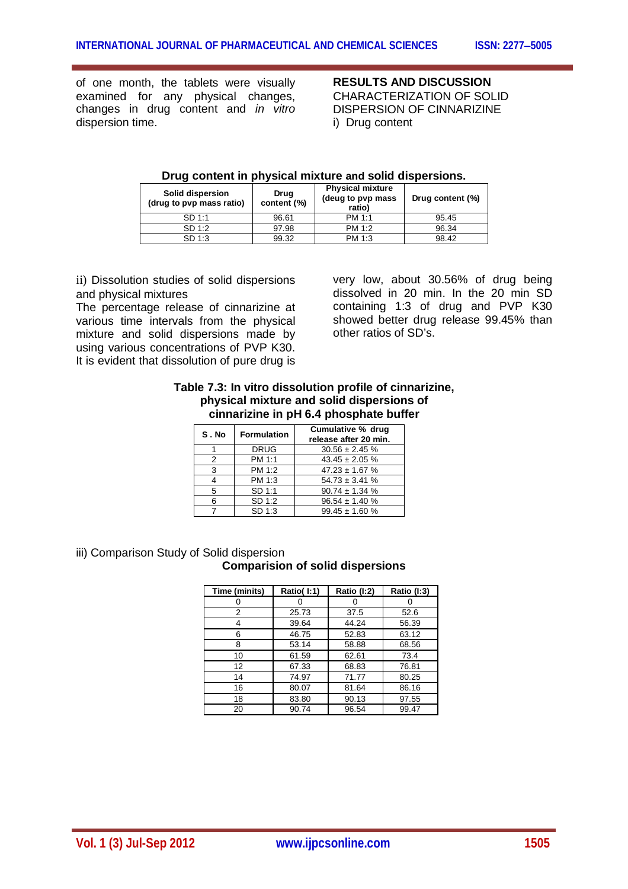of one month, the tablets were visually examined for any physical changes, changes in drug content and *in vitro* dispersion time.

## RESULTS AND DISCUSSION

CHARACTERIZATION OF SOLID DISPERSION OF CINNARIZINE

i) Drug content

**Drug content in physical mixture and solid dispersions.**

| Solid dispersion (drug to pvp mass ratio) | Drug content (%) | Physical mixture (deug to pvp mass ratio) | Drug content (%) |
|---|---|---|---|
| SD 1:1 | 96.61 | PM 1:1 | 95.45 |
| SD 1:2 | 97.98 | PM 1:2 | 96.34 |
| SD 1:3 | 99.32 | PM 1:3 | 98.42 |

ii) Dissolution studies of solid dispersions and physical mixtures

The percentage release of cinnarizine at various time intervals from the physical mixture and solid dispersions made by using various concentrations of PVP K30. It is evident that dissolution of pure drug is very low, about 30.56% of drug being dissolved in 20 min. In the 20 min SD containing 1:3 of drug and PVP K30 showed better drug release 99.45% than other ratios of SD's.

**Table 7.3: In vitro dissolution profile of cinnarizine, physical mixture and solid dispersions of cinnarizine in pH 6.4 phosphate buffer**

| S . No | Formulation | Cumulative % drug release after 20 min. |
|---|---|---|
| 1 | DRUG | 30.56 ± 2.45 % |
| 2 | PM 1:1 | 43.45 ± 2.05 % |
| 3 | PM 1:2 | 47.23 ± 1.67 % |
| 4 | PM 1:3 | 54.73 ± 3.41 % |
| 5 | SD 1:1 | 90.74 ± 1.34 % |
| 6 | SD 1:2 | 96.54 ± 1.40 % |
| 7 | SD 1:3 | 99.45 ± 1.60 % |

iii) Comparison Study of Solid dispersion

**Comparision of solid dispersions**

| Time (minits) | Ratio( I:1) | Ratio (I:2) | Ratio (I:3) |
|---|---|---|---|
| 0 | 0 | 0 | 0 |
| 2 | 25.73 | 37.5 | 52.6 |
| 4 | 39.64 | 44.24 | 56.39 |
| 6 | 46.75 | 52.83 | 63.12 |
| 8 | 53.14 | 58.88 | 68.56 |
| 10 | 61.59 | 62.61 | 73.4 |
| 12 | 67.33 | 68.83 | 76.81 |
| 14 | 74.97 | 71.77 | 80.25 |
| 16 | 80.07 | 81.64 | 86.16 |
| 18 | 83.80 | 90.13 | 97.55 |
| 20 | 90.74 | 96.54 | 99.47 |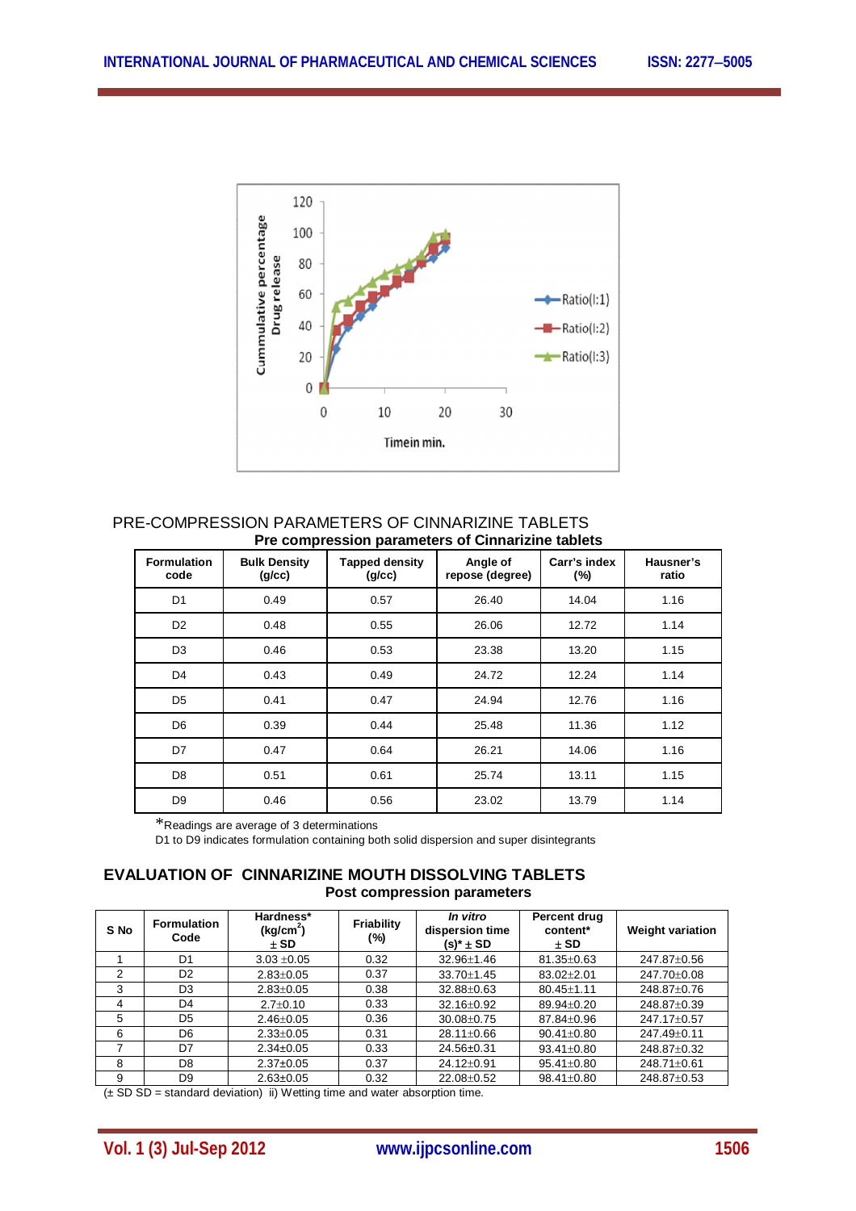PRE-COMPRESSION PARAMETERS OF CINNARIZINE TABLETS

**Pre compression parameters of Cinnarizine tablets**

| Formulation code | Bulk Density (g/cc) | Tapped density (g/cc) | Angle of repose (degree) | Carr's index (%) | Hausner's ratio |
|---|---|---|---|---|---|
| D1 | 0.49 | 0.57 | 26.40 | 14.04 | 1.16 |
| D2 | 0.48 | 0.55 | 26.06 | 12.72 | 1.14 |
| D3 | 0.46 | 0.53 | 23.38 | 13.20 | 1.15 |
| D4 | 0.43 | 0.49 | 24.72 | 12.24 | 1.14 |
| D5 | 0.41 | 0.47 | 24.94 | 12.76 | 1.16 |
| D6 | 0.39 | 0.44 | 25.48 | 11.36 | 1.12 |
| D7 | 0.47 | 0.64 | 26.21 | 14.06 | 1.16 |
| D8 | 0.51 | 0.61 | 25.74 | 13.11 | 1.15 |
| D9 | 0.46 | 0.56 | 23.02 | 13.79 | 1.14 |

*Readings are average of 3 determinations

D1 to D9 indicates formulation containing both solid dispersion and super disintegrants

## EVALUATION OF CINNARIZINE MOUTH DISSOLVING TABLETS

**Post compression parameters**

| S No | Formulation Code | Hardness* ($kg/cm^2$) ± SD | Friability (%) | *In vitro* dispersion time (s)* ± SD | Percent drug content* ± SD | Weight variation |
|---|---|---|---|---|---|---|
| 1 | D1 | 3.03 ±0.05 | 0.32 | 32.96±1.46 | 81.35±0.63 | 247.87±0.56 |
| 2 | D2 | 2.83±0.05 | 0.37 | 33.70±1.45 | 83.02±2.01 | 247.70±0.08 |
| 3 | D3 | 2.83±0.05 | 0.38 | 32.88±0.63 | 80.45±1.11 | 248.87±0.76 |
| 4 | D4 | 2.7±0.10 | 0.33 | 32.16±0.92 | 89.94±0.20 | 248.87±0.39 |
| 5 | D5 | 2.46±0.05 | 0.36 | 30.08±0.75 | 87.84±0.96 | 247.17±0.57 |
| 6 | D6 | 2.33±0.05 | 0.31 | 28.11±0.66 | 90.41±0.80 | 247.49±0.11 |
| 7 | D7 | 2.34±0.05 | 0.33 | 24.56±0.31 | 93.41±0.80 | 248.87±0.32 |
| 8 | D8 | 2.37±0.05 | 0.37 | 24.12±0.91 | 95.41±0.80 | 248.71±0.61 |
| 9 | D9 | 2.63±0.05 | 0.32 | 22.08±0.52 | 98.41±0.80 | 248.87±0.53 |

(± SD SD = standard deviation) ii) Wetting time and water absorption time.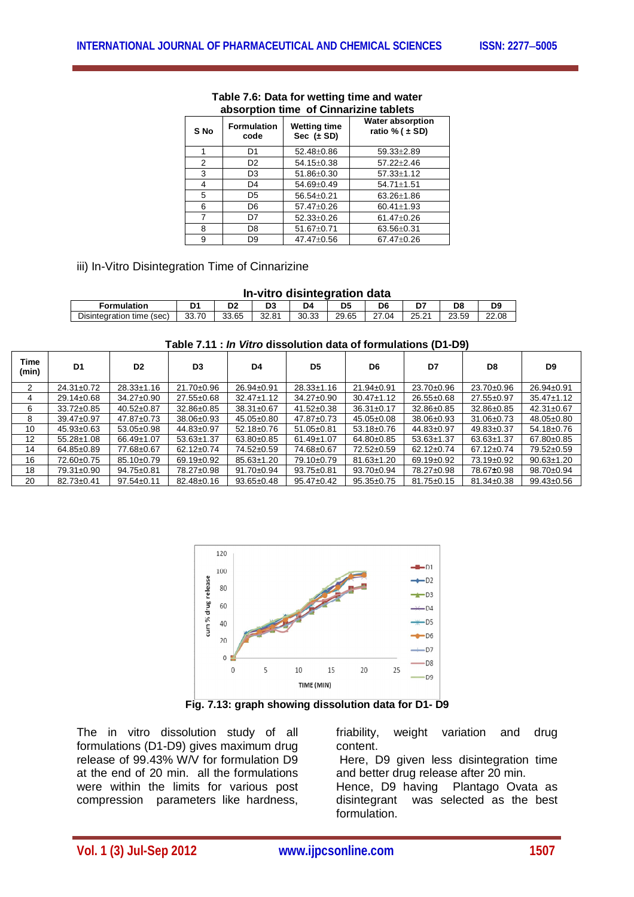**Table 7.6: Data for wetting time and water absorption time of Cinnarizine tablets**

| S No | Formulation code | Wetting time Sec (± SD) | Water absorption ratio % ( ± SD) |
|---|---|---|---|
| 1 | D1 | 52.48±0.86 | 59.33±2.89 |
| 2 | D2 | 54.15±0.38 | 57.22±2.46 |
| 3 | D3 | 51.86±0.30 | 57.33±1.12 |
| 4 | D4 | 54.69±0.49 | 54.71±1.51 |
| 5 | D5 | 56.54±0.21 | 63.26±1.86 |
| 6 | D6 | 57.47±0.26 | 60.41±1.93 |
| 7 | D7 | 52.33±0.26 | 61.47±0.26 |
| 8 | D8 | 51.67±0.71 | 63.56±0.31 |
| 9 | D9 | 47.47±0.56 | 67.47±0.26 |

iii) In-Vitro Disintegration Time of Cinnarizine

**In-vitro disintegration data**

| Formulation | D1 | D2 | D3 | D4 | D5 | D6 | D7 | D8 | D9 |
|---|---|---|---|---|---|---|---|---|---|
| Disintegration time (sec) | 33.70 | 33.65 | 32.81 | 30.33 | 29.65 | 27.04 | 25.21 | 23.59 | 22.08 |

**Table 7.11 : *In Vitro* dissolution data of formulations (D1-D9)**

| Time (min) | D1 | D2 | D3 | D4 | D5 | D6 | D7 | D8 | D9 |
|---|---|---|---|---|---|---|---|---|---|
| 2 | 24.31±0.72 | 28.33±1.16 | 21.70±0.96 | 26.94±0.91 | 28.33±1.16 | 21.94±0.91 | 23.70±0.96 | 23.70±0.96 | 26.94±0.91 |
| 4 | 29.14±0.68 | 34.27±0.90 | 27.55±0.68 | 32.47±1.12 | 34.27±0.90 | 30.47±1.12 | 26.55±0.68 | 27.55±0.97 | 35.47±1.12 |
| 6 | 33.72±0.85 | 40.52±0.87 | 32.86±0.85 | 38.31±0.67 | 41.52±0.38 | 36.31±0.17 | 32.86±0.85 | 32.86±0.85 | 42.31±0.67 |
| 8 | 39.47±0.97 | 47.87±0.73 | 38.06±0.93 | 45.05±0.80 | 47.87±0.73 | 45.05±0.08 | 38.06±0.93 | 31.06±0.73 | 48.05±0.80 |
| 10 | 45.93±0.63 | 53.05±0.98 | 44.83±0.97 | 52.18±0.76 | 51.05±0.81 | 53.18±0.76 | 44.83±0.97 | 49.83±0.37 | 54.18±0.76 |
| 12 | 55.28±1.08 | 66.49±1.07 | 53.63±1.37 | 63.80±0.85 | 61.49±1.07 | 64.80±0.85 | 53.63±1.37 | 63.63±1.37 | 67.80±0.85 |
| 14 | 64.85±0.89 | 77.68±0.67 | 62.12±0.74 | 74.52±0.59 | 74.68±0.67 | 72.52±0.59 | 62.12±0.74 | 67.12±0.74 | 79.52±0.59 |
| 16 | 72.60±0.75 | 85.10±0.79 | 69.19±0.92 | 85.63±1.20 | 79.10±0.79 | 81.63±1.20 | 69.19±0.92 | 73.19±0.92 | 90.63±1.20 |
| 18 | 79.31±0.90 | 94.75±0.81 | 78.27±0.98 | 91.70±0.94 | 93.75±0.81 | 93.70±0.94 | 78.27±0.98 | 78.67±0.98 | 98.70±0.94 |
| 20 | 82.73±0.41 | 97.54±0.11 | 82.48±0.16 | 93.65±0.48 | 95.47±0.42 | 95.35±0.75 | 81.75±0.15 | 81.34±0.38 | 99.43±0.56 |

**Fig. 7.13: graph showing dissolution data for D1- D9**

The in vitro dissolution study of all formulations (D1-D9) gives maximum drug release of 99.43% W/V for formulation D9 at the end of 20 min. all the formulations were within the limits for various post compression parameters like hardness, friability, weight variation and drug content.

Here, D9 given less disintegration time and better drug release after 20 min.

Hence, D9 having Plantago Ovata as disintegrant was selected as the best formulation.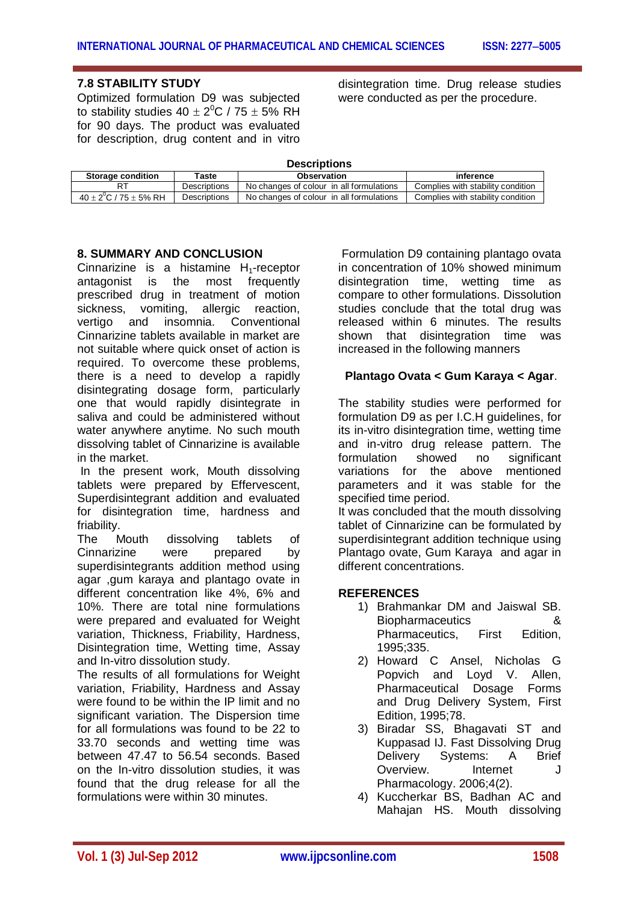### 7.8 STABILITY STUDY

Optimized formulation D9 was subjected to stability studies 40 ± 2$^0$C / 75 ± 5% RH for 90 days. The product was evaluated for description, drug content and in vitro disintegration time. Drug release studies were conducted as per the procedure.

**Descriptions**

| Storage condition | Taste | Observation | inference |
|---|---|---|---|
| RT | Descriptions | No changes of colour in all formulations | Complies with stability condition |
| 40 ± 2$^0$C / 75 ± 5% RH | Descriptions | No changes of colour in all formulations | Complies with stability condition |

### 8. SUMMARY AND CONCLUSION

Cinnarizine is a histamine $H_1$-receptor antagonist is the most frequently prescribed drug in treatment of motion sickness, vomiting, allergic reaction, vertigo and insomnia. Conventional Cinnarizine tablets available in market are not suitable where quick onset of action is required. To overcome these problems, there is a need to develop a rapidly disintegrating dosage form, particularly one that would rapidly disintegrate in saliva and could be administered without water anywhere anytime. No such mouth dissolving tablet of Cinnarizine is available in the market.

In the present work, Mouth dissolving tablets were prepared by Effervescent, Superdisintegrant addition and evaluated for disintegration time, hardness and friability.

The Mouth dissolving tablets of Cinnarizine were prepared by superdisintegrants addition method using agar ,gum karaya and plantago ovate in different concentration like 4%, 6% and 10%. There are total nine formulations were prepared and evaluated for Weight variation, Thickness, Friability, Hardness, Disintegration time, Wetting time, Assay and In-vitro dissolution study.

The results of all formulations for Weight variation, Friability, Hardness and Assay were found to be within the IP limit and no significant variation. The Dispersion time for all formulations was found to be 22 to 33.70 seconds and wetting time was between 47.47 to 56.54 seconds. Based on the In-vitro dissolution studies, it was found that the drug release for all the formulations were within 30 minutes.

Formulation D9 containing plantago ovata in concentration of 10% showed minimum disintegration time, wetting time as compare to other formulations. Dissolution studies conclude that the total drug was released within 6 minutes. The results shown that disintegration time was increased in the following manners

**Plantago Ovata < Gum Karaya < Agar**.

The stability studies were performed for formulation D9 as per I.C.H guidelines, for its in-vitro disintegration time, wetting time and in-vitro drug release pattern. The formulation showed no significant variations for the above mentioned parameters and it was stable for the specified time period.

It was concluded that the mouth dissolving tablet of Cinnarizine can be formulated by superdisintegrant addition technique using Plantago ovate, Gum Karaya and agar in different concentrations.

### REFERENCES

1) Brahmankar DM and Jaiswal SB. Biopharmaceutics & Pharmaceutics, First Edition, 1995;335.
2) Howard C Ansel, Nicholas G Popvich and Loyd V. Allen, Pharmaceutical Dosage Forms and Drug Delivery System, First Edition, 1995;78.
3) Biradar SS, Bhagavati ST and Kuppasad IJ. Fast Dissolving Drug Delivery Systems: A Brief Overview. Internet J Pharmacology. 2006;4(2).
4) Kuccherkar BS, Badhan AC and Mahajan HS. Mouth dissolving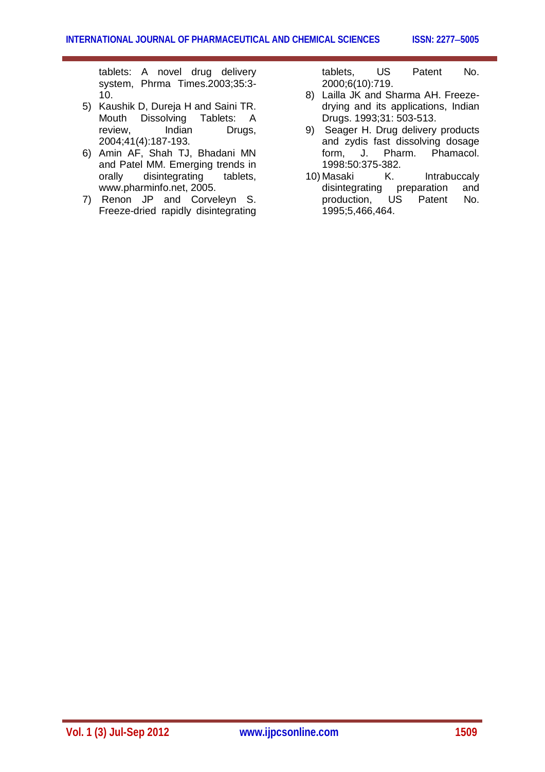tablets: A novel drug delivery system, Phrma Times.2003;35:3-10.

5) Kaushik D, Dureja H and Saini TR. Mouth Dissolving Tablets: A review, Indian Drugs, 2004;41(4):187-193.
6) Amin AF, Shah TJ, Bhadani MN and Patel MM. Emerging trends in orally disintegrating tablets, www.pharminfo.net, 2005.
7) Renon JP and Corveleyn S. Freeze-dried rapidly disintegrating tablets, US Patent No. 2000;6(10):719.
8) Lailla JK and Sharma AH. Freeze-drying and its applications, Indian Drugs. 1993;31: 503-513.
9) Seager H. Drug delivery products and zydis fast dissolving dosage form, J. Pharm. Phamacol. 1998:50:375-382.
10) Masaki K. Intrabuccaly disintegrating preparation and production, US Patent No. 1995;5,466,464.